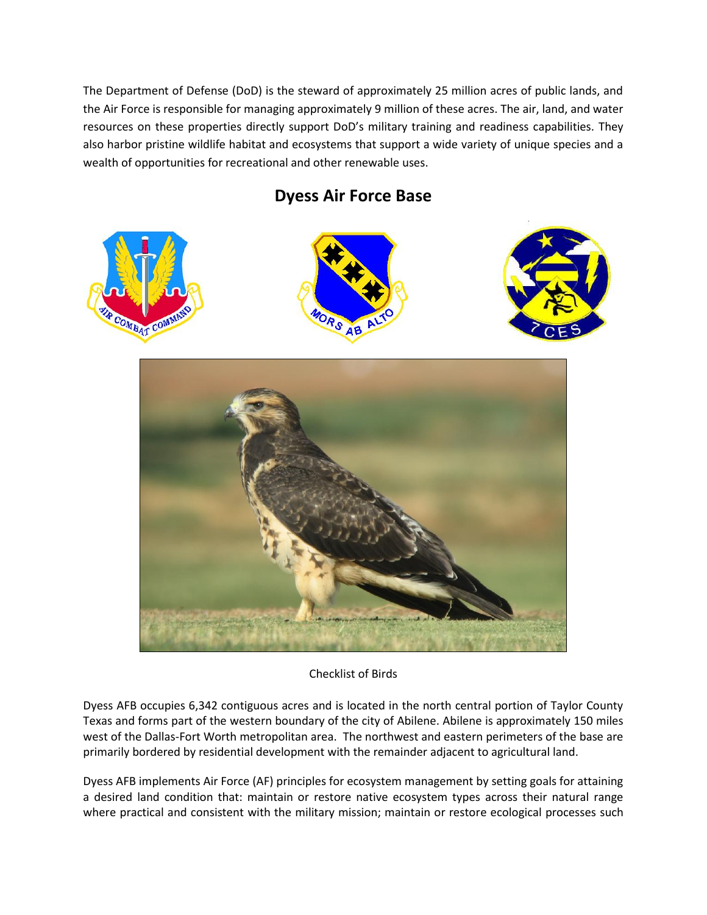The Department of Defense (DoD) is the steward of approximately 25 million acres of public lands, and the Air Force is responsible for managing approximately 9 million of these acres. The air, land, and water resources on these properties directly support DoD's military training and readiness capabilities. They also harbor pristine wildlife habitat and ecosystems that support a wide variety of unique species and a wealth of opportunities for recreational and other renewable uses.

# Dyess Air Force Base

Checklist of Birds

Dyess AFB occupies 6,342 contiguous acres and is located in the north central portion of Taylor County Texas and forms part of the western boundary of the city of Abilene. Abilene is approximately 150 miles west of the Dallas-Fort Worth metropolitan area. The northwest and eastern perimeters of the base are primarily bordered by residential development with the remainder adjacent to agricultural land.

Dyess AFB implements Air Force (AF) principles for ecosystem management by setting goals for attaining a desired land condition that: maintain or restore native ecosystem types across their natural range where practical and consistent with the military mission; maintain or restore ecological processes such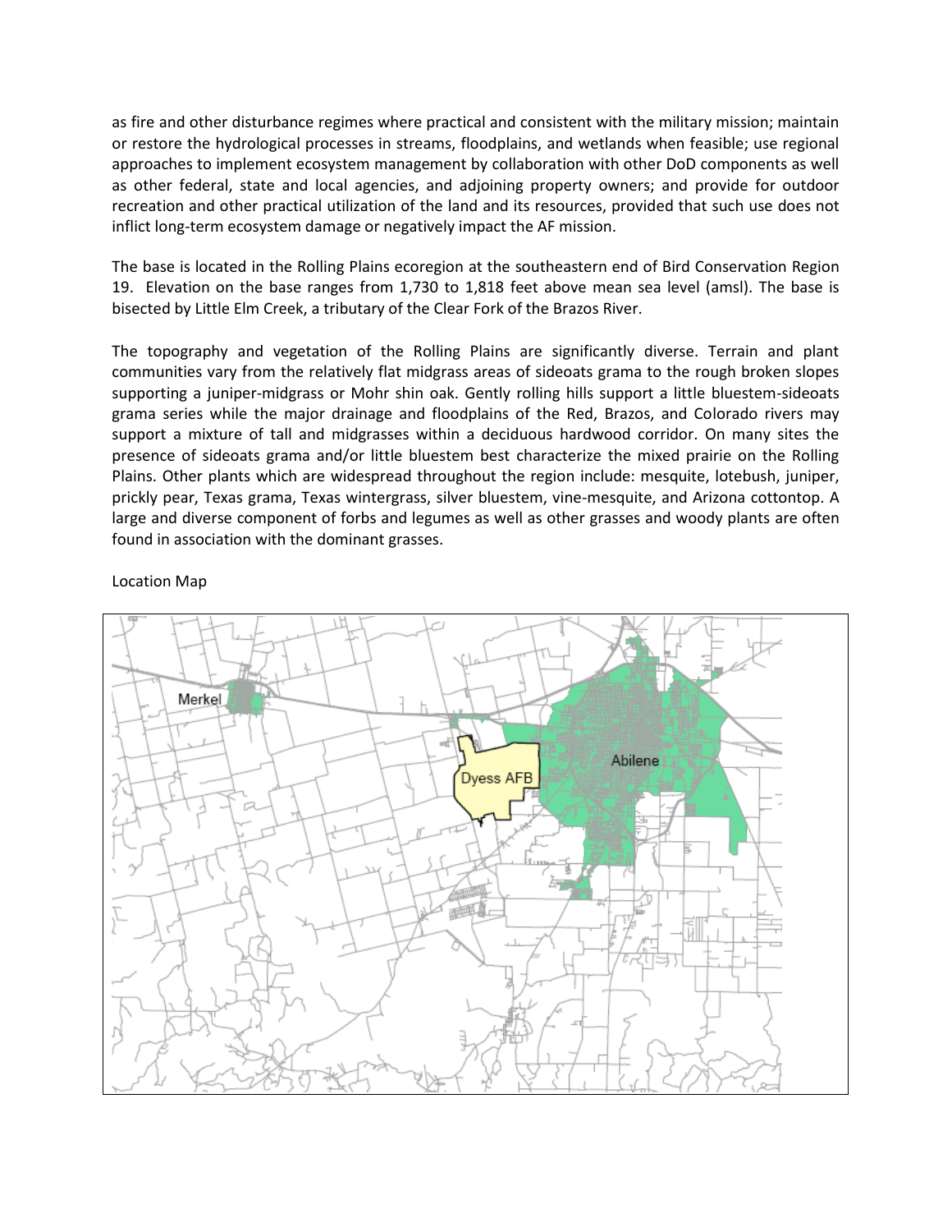as fire and other disturbance regimes where practical and consistent with the military mission; maintain or restore the hydrological processes in streams, floodplains, and wetlands when feasible; use regional approaches to implement ecosystem management by collaboration with other DoD components as well as other federal, state and local agencies, and adjoining property owners; and provide for outdoor recreation and other practical utilization of the land and its resources, provided that such use does not inflict long-term ecosystem damage or negatively impact the AF mission.

The base is located in the Rolling Plains ecoregion at the southeastern end of Bird Conservation Region 19. Elevation on the base ranges from 1,730 to 1,818 feet above mean sea level (amsl). The base is bisected by Little Elm Creek, a tributary of the Clear Fork of the Brazos River.

The topography and vegetation of the Rolling Plains are significantly diverse. Terrain and plant communities vary from the relatively flat midgrass areas of sideoats grama to the rough broken slopes supporting a juniper-midgrass or Mohr shin oak. Gently rolling hills support a little bluestem-sideoats grama series while the major drainage and floodplains of the Red, Brazos, and Colorado rivers may support a mixture of tall and midgrasses within a deciduous hardwood corridor. On many sites the presence of sideoats grama and/or little bluestem best characterize the mixed prairie on the Rolling Plains. Other plants which are widespread throughout the region include: mesquite, lotebush, juniper, prickly pear, Texas grama, Texas wintergrass, silver bluestem, vine-mesquite, and Arizona cottontop. A large and diverse component of forbs and legumes as well as other grasses and woody plants are often found in association with the dominant grasses.

Location Map

Merkel

Dyess AFB

Abilene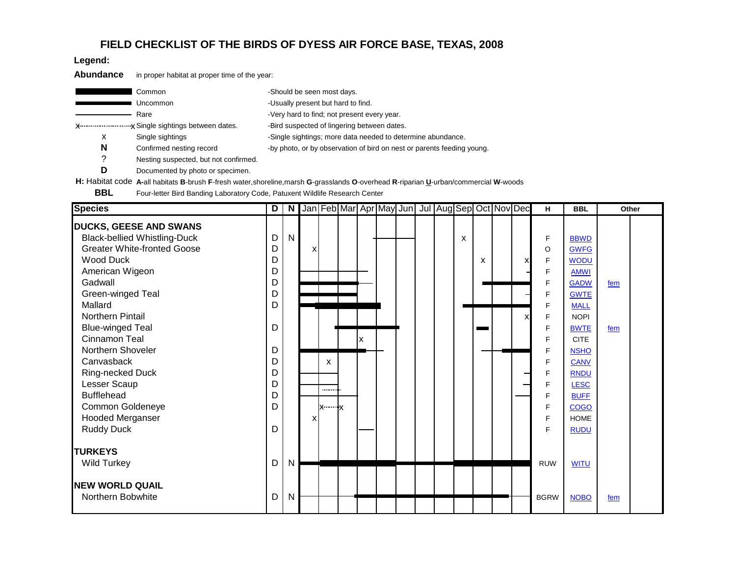# FIELD CHECKLIST OF THE BIRDS OF DYESS AIR FORCE BASE, TEXAS, 2008

**Legend:**

**Abundance** in proper habitat at proper time of the year:

| Symbol | Meaning | Description |
|---|---|---|
| (thick bar) | Common | -Should be seen most days. |
| (medium bar) | Uncommon | -Usually present but hard to find. |
| (thin line) | Rare | -Very hard to find; not present every year. |
| x·········x | Single sightings between dates. | -Bird suspected of lingering between dates. |
| x | Single sightings | -Single sightings; more data needed to determine abundance. |
| **N** | Confirmed nesting record | -by photo, or by observation of bird on nest or parents feeding young. |
| ? | Nesting suspected, but not confirmed. | |
| **D** | Documented by photo or specimen. | |

**H:** Habitat code **A**-all habitats **B**-brush **F**-fresh water,shoreline,marsh **G**-grasslands **O**-overhead **R**-riparian **U**-urban/commercial **W**-woods

**BBL** Four-letter Bird Banding Laboratory Code, Patuxent Wildlife Research Center

| Species | D | N | Jan | Feb | Mar | Apr | May | Jun | Jul | Aug | Sep | Oct | Nov | Dec | H | BBL | Other |
|---|---|---|---|---|---|---|---|---|---|---|---|---|---|---|---|---|---|
| **DUCKS, GEESE AND SWANS** | | | | | | | | | | | | | | | | | |
| Black-bellied Whistling-Duck | D | N | | | | | | | | | x | | | | F | BBWD | |
| Greater White-fronted Goose | D | | x | | | | | | | | | | | | O | GWFG | |
| Wood Duck | D | | | | | | | | | | | x | | x | F | WODU | |
| American Wigeon | D | | | | | | | | | | | | | | F | AMWI | |
| Gadwall | D | | | | | | | | | | | | | | F | GADW | fem |
| Green-winged Teal | D | | | | | | | | | | | | | | F | GWTE | |
| Mallard | D | | | | | | | | | | | | | | F | MALL | |
| Northern Pintail | | | | | | | | | | | | | | x | F | NOPI | |
| Blue-winged Teal | D | | | | | | | | | | | | | | F | BWTE | fem |
| Cinnamon Teal | | | | | | x | | | | | | | | | F | CITE | |
| Northern Shoveler | D | | | | | | | | | | | | | | F | NSHO | |
| Canvasback | D | | | x | | | | | | | | | | | F | CANV | |
| Ring-necked Duck | D | | | | | | | | | | | | | | F | RNDU | |
| Lesser Scaup | D | | | | | | | | | | | | | | F | LESC | |
| Bufflehead | D | | | | | | | | | | | | | | F | BUFF | |
| Common Goldeneye | D | | | x·········x | | | | | | | | | | | F | COGO | |
| Hooded Merganser | | | x | | | | | | | | | | | | F | HOME | |
| Ruddy Duck | D | | | | | | | | | | | | | | F | RUDU | |
| **TURKEYS** | | | | | | | | | | | | | | | | | |
| Wild Turkey | D | N | | | | | | | | | | | | | RUW | WITU | |
| **NEW WORLD QUAIL** | | | | | | | | | | | | | | | | | |
| Northern Bobwhite | D | N | | | | | | | | | | | | | BGRW | NOBO | fem |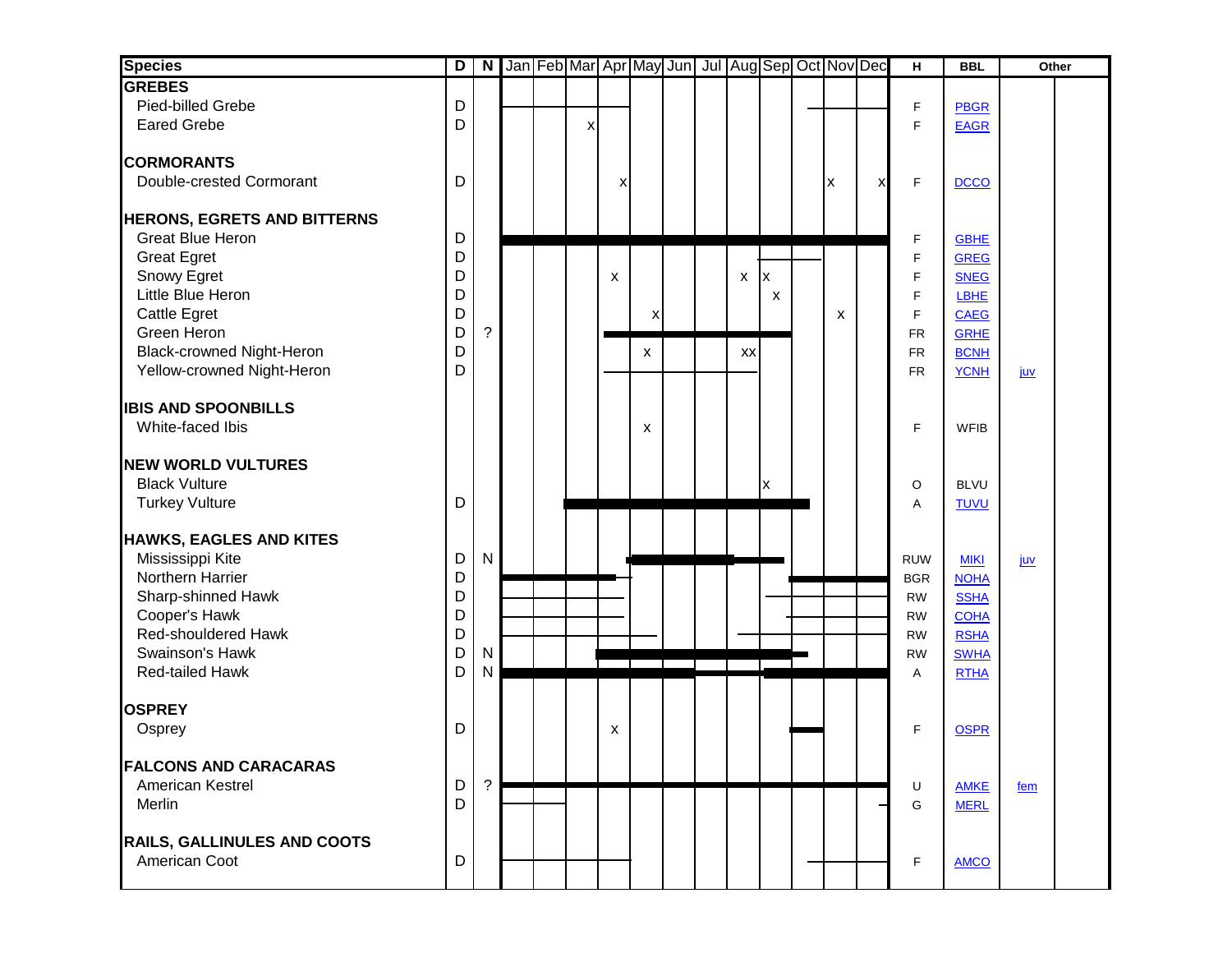| Species | D | N | Jan | Feb | Mar | Apr | May | Jun | Jul | Aug | Sep | Oct | Nov | Dec | H | BBL | Other | |
|---|---|---|---|---|---|---|---|---|---|---|---|---|---|---|---|---|---|---|
| **GREBES** | | | | | | | | | | | | | | | | | | |
| Pied-billed Grebe | D | | | | | | | | | | | | | | F | PBGR | | |
| Eared Grebe | D | | | | x | | | | | | | | | | F | EAGR | | |
| **CORMORANTS** | | | | | | | | | | | | | | | | | | |
| Double-crested Cormorant | D | | | | | x | | | | | | | x | x | F | DCCO | | |
| **HERONS, EGRETS AND BITTERNS** | | | | | | | | | | | | | | | | | | |
| Great Blue Heron | D | | | | | | | | | | | | | | F | GBHE | | |
| Great Egret | D | | | | | | | | | | | | | | F | GREG | | |
| Snowy Egret | D | | | | | x | | | | x | x | | | | F | SNEG | | |
| Little Blue Heron | D | | | | | | | | | | x | | | | F | LBHE | | |
| Cattle Egret | D | | | | | | x | | | | | | x | | F | CAEG | | |
| Green Heron | D | ? | | | | | | | | | | | | | FR | GRHE | | |
| Black-crowned Night-Heron | D | | | | | | x | | | xx | | | | | FR | BCNH | | |
| Yellow-crowned Night-Heron | D | | | | | | | | | | | | | | FR | YCNH | juv | |
| **IBIS AND SPOONBILLS** | | | | | | | | | | | | | | | | | | |
| White-faced Ibis | | | | | | | x | | | | | | | | F | WFIB | | |
| **NEW WORLD VULTURES** | | | | | | | | | | | | | | | | | | |
| Black Vulture | | | | | | | | | | | x | | | | O | BLVU | | |
| Turkey Vulture | D | | | | | | | | | | | | | | A | TUVU | | |
| **HAWKS, EAGLES AND KITES** | | | | | | | | | | | | | | | | | | |
| Mississippi Kite | D | N | | | | | | | | | | | | | RUW | MIKI | juv | |
| Northern Harrier | D | | | | | | | | | | | | | | BGR | NOHA | | |
| Sharp-shinned Hawk | D | | | | | | | | | | | | | | RW | SSHA | | |
| Cooper's Hawk | D | | | | | | | | | | | | | | RW | COHA | | |
| Red-shouldered Hawk | D | | | | | | | | | | | | | | RW | RSHA | | |
| Swainson's Hawk | D | N | | | | | | | | | | | | | RW | SWHA | | |
| Red-tailed Hawk | D | N | | | | | | | | | | | | | A | RTHA | | |
| **OSPREY** | | | | | | | | | | | | | | | | | | |
| Osprey | D | | | | | x | | | | | | | | | F | OSPR | | |
| **FALCONS AND CARACARAS** | | | | | | | | | | | | | | | | | | |
| American Kestrel | D | ? | | | | | | | | | | | | | U | AMKE | fem | |
| Merlin | D | | | | | | | | | | | | | | G | MERL | | |
| **RAILS, GALLINULES AND COOTS** | | | | | | | | | | | | | | | | | | |
| American Coot | D | | | | | | | | | | | | | | F | AMCO | | |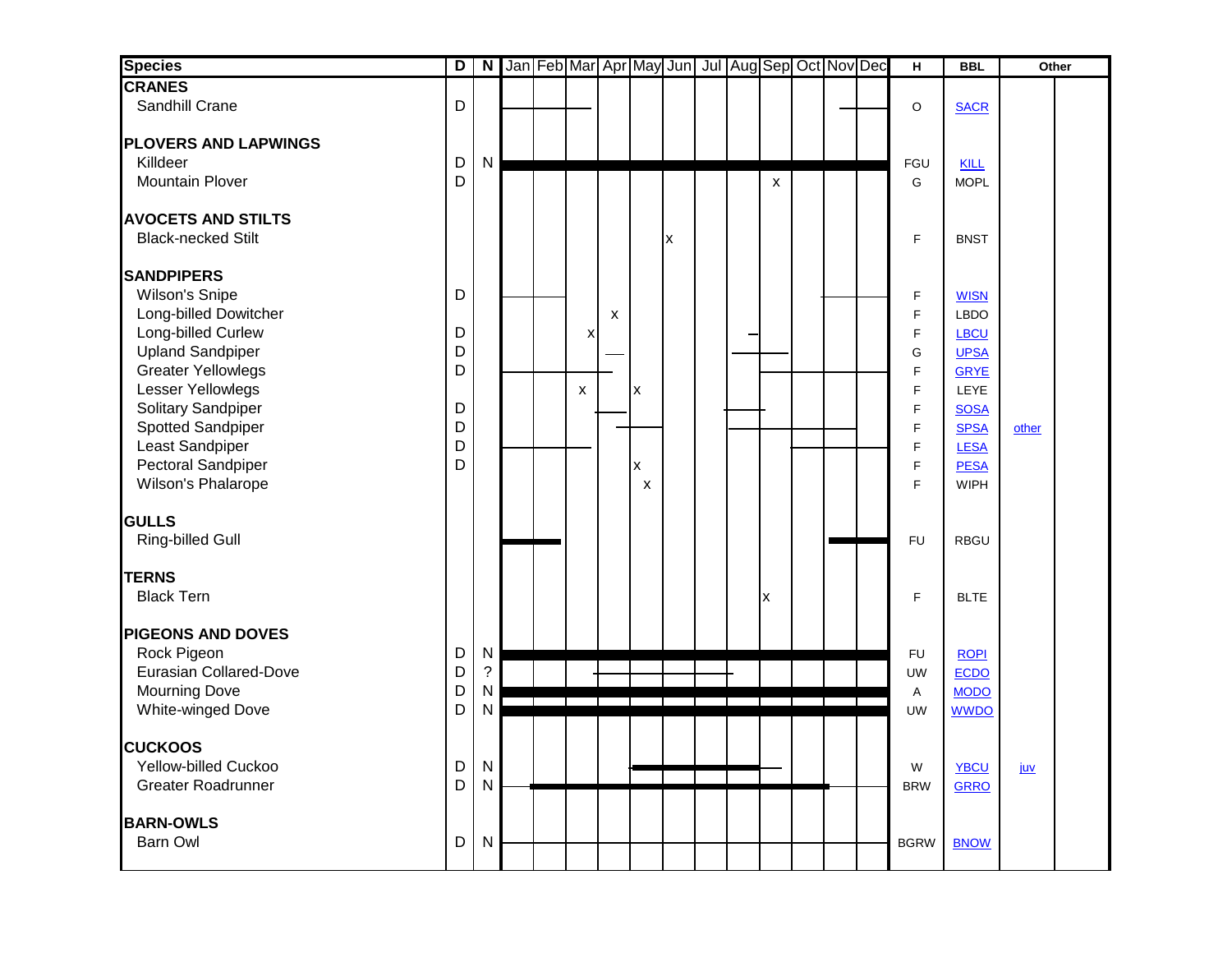| Species | D | N | Jan | Feb | Mar | Apr | May | Jun | Jul | Aug | Sep | Oct | Nov | Dec | H | BBL | Other | |
|---|---|---|---|---|---|---|---|---|---|---|---|---|---|---|---|---|---|---|
| **CRANES** | | | | | | | | | | | | | | | | | | |
| Sandhill Crane | D | | | | | | | | | | | | | | O | SACR | | |
| **PLOVERS AND LAPWINGS** | | | | | | | | | | | | | | | | | | |
| Killdeer | D | N | | | | | | | | | | | | | FGU | KILL | | |
| Mountain Plover | D | | | | | | | | | | x | | | | G | MOPL | | |
| **AVOCETS AND STILTS** | | | | | | | | | | | | | | | | | | |
| Black-necked Stilt | | | | | | | | x | | | | | | | F | BNST | | |
| **SANDPIPERS** | | | | | | | | | | | | | | | | | | |
| Wilson's Snipe | D | | | | | | | | | | | | | | F | WISN | | |
| Long-billed Dowitcher | | | | | | x | | | | | | | | | F | LBDO | | |
| Long-billed Curlew | D | | | | x | | | | | | | | | | F | LBCU | | |
| Upland Sandpiper | D | | | | | | | | | | | | | | G | UPSA | | |
| Greater Yellowlegs | D | | | | | | | | | | | | | | F | GRYE | | |
| Lesser Yellowlegs | | | | | x | | x | | | | | | | | F | LEYE | | |
| Solitary Sandpiper | D | | | | | | | | | | | | | | F | SOSA | | |
| Spotted Sandpiper | D | | | | | | | | | | | | | | F | SPSA | other | |
| Least Sandpiper | D | | | | | | | | | | | | | | F | LESA | | |
| Pectoral Sandpiper | D | | | | | | x | | | | | | | | F | PESA | | |
| Wilson's Phalarope | | | | | | | x | | | | | | | | F | WIPH | | |
| **GULLS** | | | | | | | | | | | | | | | | | | |
| Ring-billed Gull | | | | | | | | | | | | | | | FU | RBGU | | |
| **TERNS** | | | | | | | | | | | | | | | | | | |
| Black Tern | | | | | | | | | | | x | | | | F | BLTE | | |
| **PIGEONS AND DOVES** | | | | | | | | | | | | | | | | | | |
| Rock Pigeon | D | N | | | | | | | | | | | | | FU | ROPI | | |
| Eurasian Collared-Dove | D | ? | | | | | | | | | | | | | UW | ECDO | | |
| Mourning Dove | D | N | | | | | | | | | | | | | A | MODO | | |
| White-winged Dove | D | N | | | | | | | | | | | | | UW | WWDO | | |
| **CUCKOOS** | | | | | | | | | | | | | | | | | | |
| Yellow-billed Cuckoo | D | N | | | | | | | | | | | | | W | YBCU | juv | |
| Greater Roadrunner | D | N | | | | | | | | | | | | | BRW | GRRO | | |
| **BARN-OWLS** | | | | | | | | | | | | | | | | | | |
| Barn Owl | D | N | | | | | | | | | | | | | BGRW | BNOW | | |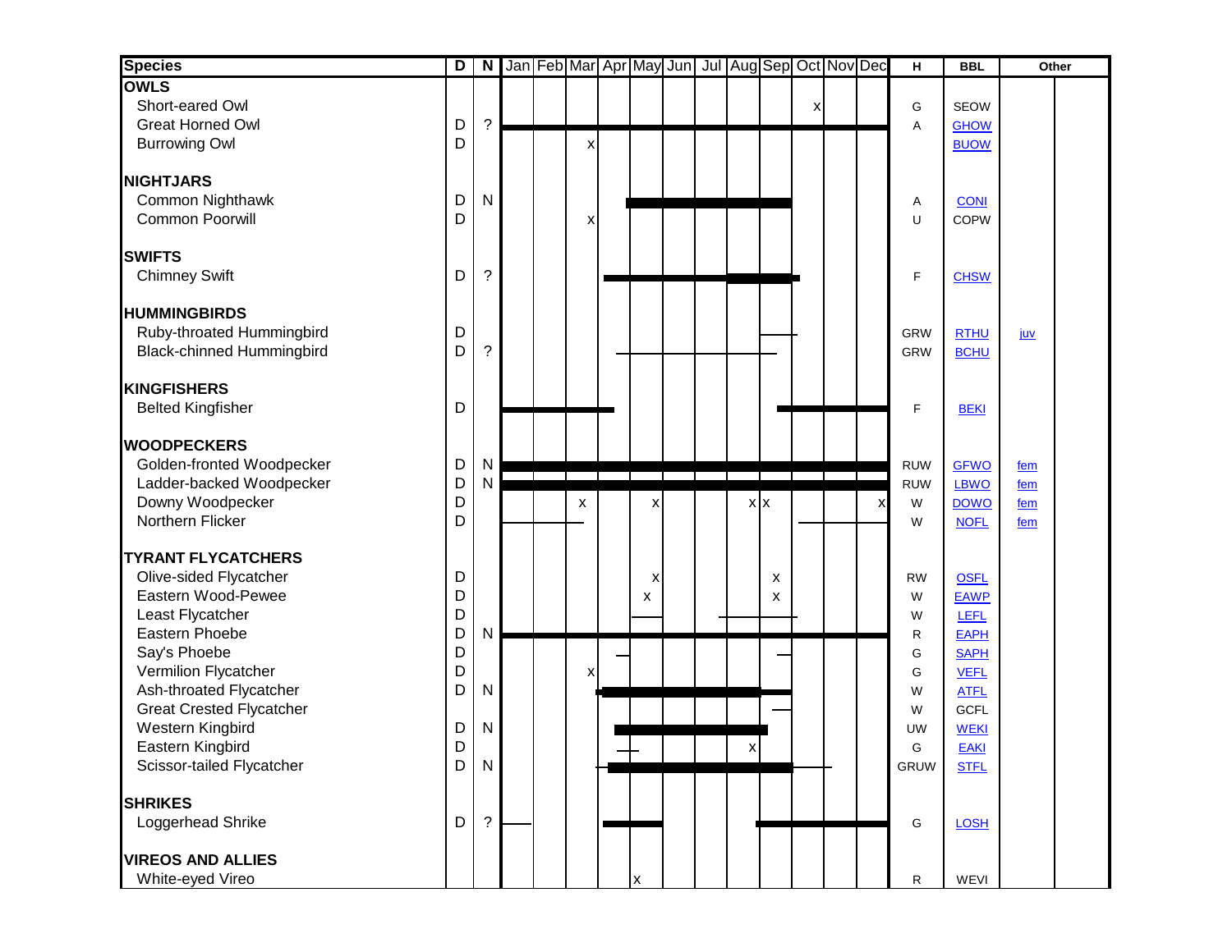| Species | D | N | Jan | Feb | Mar | Apr | May | Jun | Jul | Aug | Sep | Oct | Nov | Dec | H | BBL | Other | |
|---|---|---|---|---|---|---|---|---|---|---|---|---|---|---|---|---|---|---|
| **OWLS** | | | | | | | | | | | | | | | | | | |
| Short-eared Owl | | | | | | | | | | | | x | | | G | SEOW | | |
| Great Horned Owl | D | ? | | | | | | | | | | | | | A | GHOW | | |
| Burrowing Owl | D | | | | x | | | | | | | | | | | BUOW | | |
| **NIGHTJARS** | | | | | | | | | | | | | | | | | | |
| Common Nighthawk | D | N | | | | | | | | | | | | | A | CONI | | |
| Common Poorwill | D | | | | x | | | | | | | | | | U | COPW | | |
| **SWIFTS** | | | | | | | | | | | | | | | | | | |
| Chimney Swift | D | ? | | | | | | | | | | | | | F | CHSW | | |
| **HUMMINGBIRDS** | | | | | | | | | | | | | | | | | | |
| Ruby-throated Hummingbird | D | | | | | | | | | | | | | | GRW | RTHU | juv | |
| Black-chinned Hummingbird | D | ? | | | | | | | | | | | | | GRW | BCHU | | |
| **KINGFISHERS** | | | | | | | | | | | | | | | | | | |
| Belted Kingfisher | D | | | | | | | | | | | | | | F | BEKI | | |
| **WOODPECKERS** | | | | | | | | | | | | | | | | | | |
| Golden-fronted Woodpecker | D | N | | | | | | | | | | | | | RUW | GFWO | fem | |
| Ladder-backed Woodpecker | D | N | | | | | | | | | | | | | RUW | LBWO | fem | |
| Downy Woodpecker | D | | | | x | | x | | | x | x | | | x | W | DOWO | fem | |
| Northern Flicker | D | | | | | | | | | | | | | | W | NOFL | fem | |
| **TYRANT FLYCATCHERS** | | | | | | | | | | | | | | | | | | |
| Olive-sided Flycatcher | D | | | | | | x | | | | x | | | | RW | OSFL | | |
| Eastern Wood-Pewee | D | | | | | | x | | | | x | | | | W | EAWP | | |
| Least Flycatcher | D | | | | | | | | | | | | | | W | LEFL | | |
| Eastern Phoebe | D | N | | | | | | | | | | | | | R | EAPH | | |
| Say's Phoebe | D | | | | | | | | | | | | | | G | SAPH | | |
| Vermilion Flycatcher | D | | | | x | | | | | | | | | | G | VEFL | | |
| Ash-throated Flycatcher | D | N | | | | | | | | | | | | | W | ATFL | | |
| Great Crested Flycatcher | | | | | | | | | | | | | | | W | GCFL | | |
| Western Kingbird | D | N | | | | | | | | | | | | | UW | WEKI | | |
| Eastern Kingbird | D | | | | | | | | | x | | | | | G | EAKI | | |
| Scissor-tailed Flycatcher | D | N | | | | | | | | | | | | | GRUW | STFL | | |
| **SHRIKES** | | | | | | | | | | | | | | | | | | |
| Loggerhead Shrike | D | ? | | | | | | | | | | | | | G | LOSH | | |
| **VIREOS AND ALLIES** | | | | | | | | | | | | | | | | | | |
| White-eyed Vireo | | | | | | | x | | | | | | | | R | WEVI | | |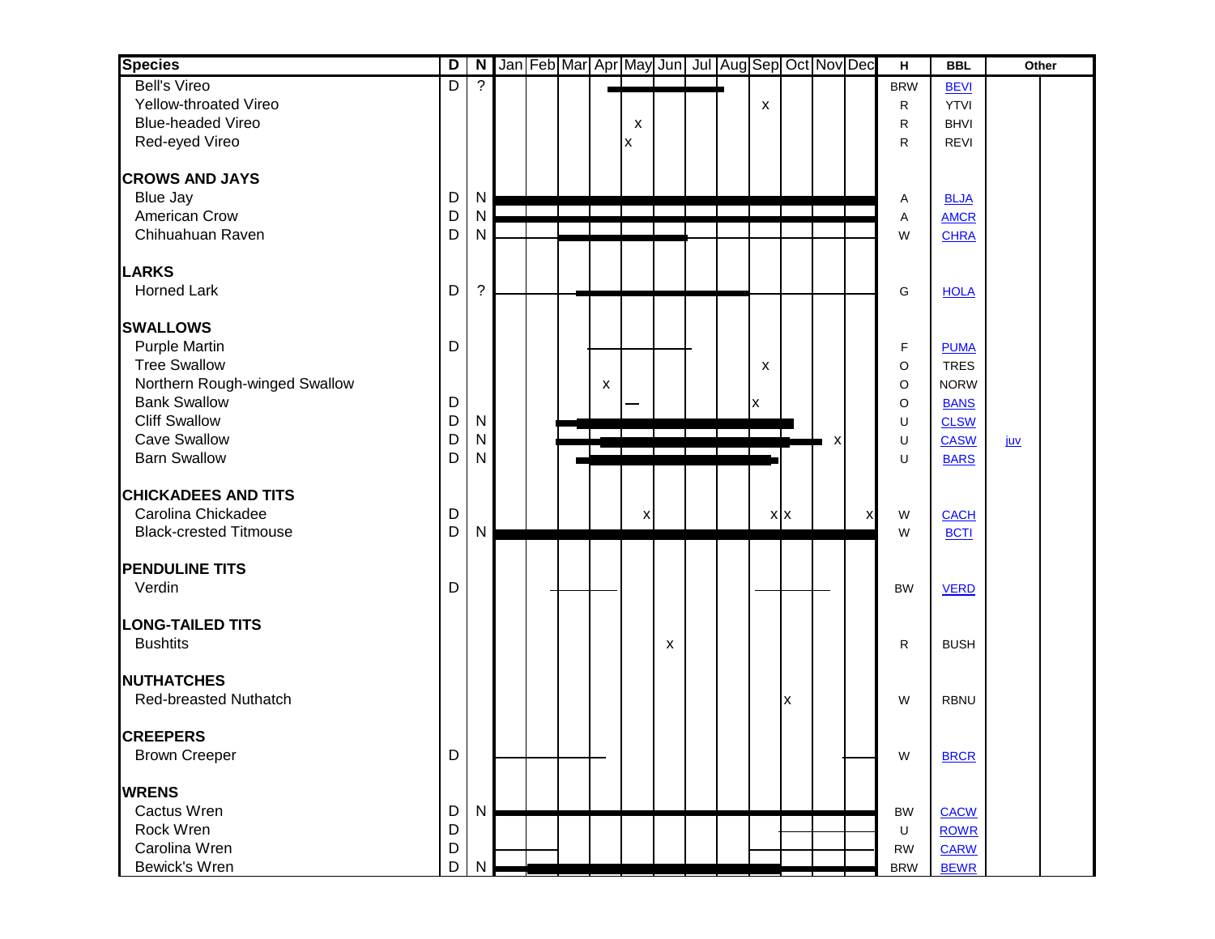| Species | D | N | Jan | Feb | Mar | Apr | May | Jun | Jul | Aug | Sep | Oct | Nov | Dec | H | BBL | Other | |
|---|---|---|---|---|---|---|---|---|---|---|---|---|---|---|---|---|---|---|
| Bell's Vireo | D | ? | | | | | | | | | | | | | BRW | BEVI | | |
| Yellow-throated Vireo | | | | | | | | | | | x | | | | R | YTVI | | |
| Blue-headed Vireo | | | | | | | x | | | | | | | | R | BHVI | | |
| Red-eyed Vireo | | | | | | | x | | | | | | | | R | REVI | | |
| **CROWS AND JAYS** | | | | | | | | | | | | | | | | | | |
| Blue Jay | D | N | | | | | | | | | | | | | A | BLJA | | |
| American Crow | D | N | | | | | | | | | | | | | A | AMCR | | |
| Chihuahuan Raven | D | N | | | | | | | | | | | | | W | CHRA | | |
| **LARKS** | | | | | | | | | | | | | | | | | | |
| Horned Lark | D | ? | | | | | | | | | | | | | G | HOLA | | |
| **SWALLOWS** | | | | | | | | | | | | | | | | | | |
| Purple Martin | D | | | | | | | | | | | | | | F | PUMA | | |
| Tree Swallow | | | | | | | | | | | x | | | | O | TRES | | |
| Northern Rough-winged Swallow | | | | | | x | | | | | | | | | O | NORW | | |
| Bank Swallow | D | | | | | | | | | | x | | | | O | BANS | | |
| Cliff Swallow | D | N | | | | | | | | | | | | | U | CLSW | | |
| Cave Swallow | D | N | | | | | | | | | | | x | | U | CASW | juv | |
| Barn Swallow | D | N | | | | | | | | | | | | | U | BARS | | |
| **CHICKADEES AND TITS** | | | | | | | | | | | | | | | | | | |
| Carolina Chickadee | D | | | | | | x | | | | x | x | | x | W | CACH | | |
| Black-crested Titmouse | D | N | | | | | | | | | | | | | W | BCTI | | |
| **PENDULINE TITS** | | | | | | | | | | | | | | | | | | |
| Verdin | D | | | | | | | | | | | | | | BW | VERD | | |
| **LONG-TAILED TITS** | | | | | | | | | | | | | | | | | | |
| Bushtits | | | | | | | | x | | | | | | | R | BUSH | | |
| **NUTHATCHES** | | | | | | | | | | | | | | | | | | |
| Red-breasted Nuthatch | | | | | | | | | | | | x | | | W | RBNU | | |
| **CREEPERS** | | | | | | | | | | | | | | | | | | |
| Brown Creeper | D | | | | | | | | | | | | | | W | BRCR | | |
| **WRENS** | | | | | | | | | | | | | | | | | | |
| Cactus Wren | D | N | | | | | | | | | | | | | BW | CACW | | |
| Rock Wren | D | | | | | | | | | | | | | | U | ROWR | | |
| Carolina Wren | D | | | | | | | | | | | | | | RW | CARW | | |
| Bewick's Wren | D | N | | | | | | | | | | | | | BRW | BEWR | | |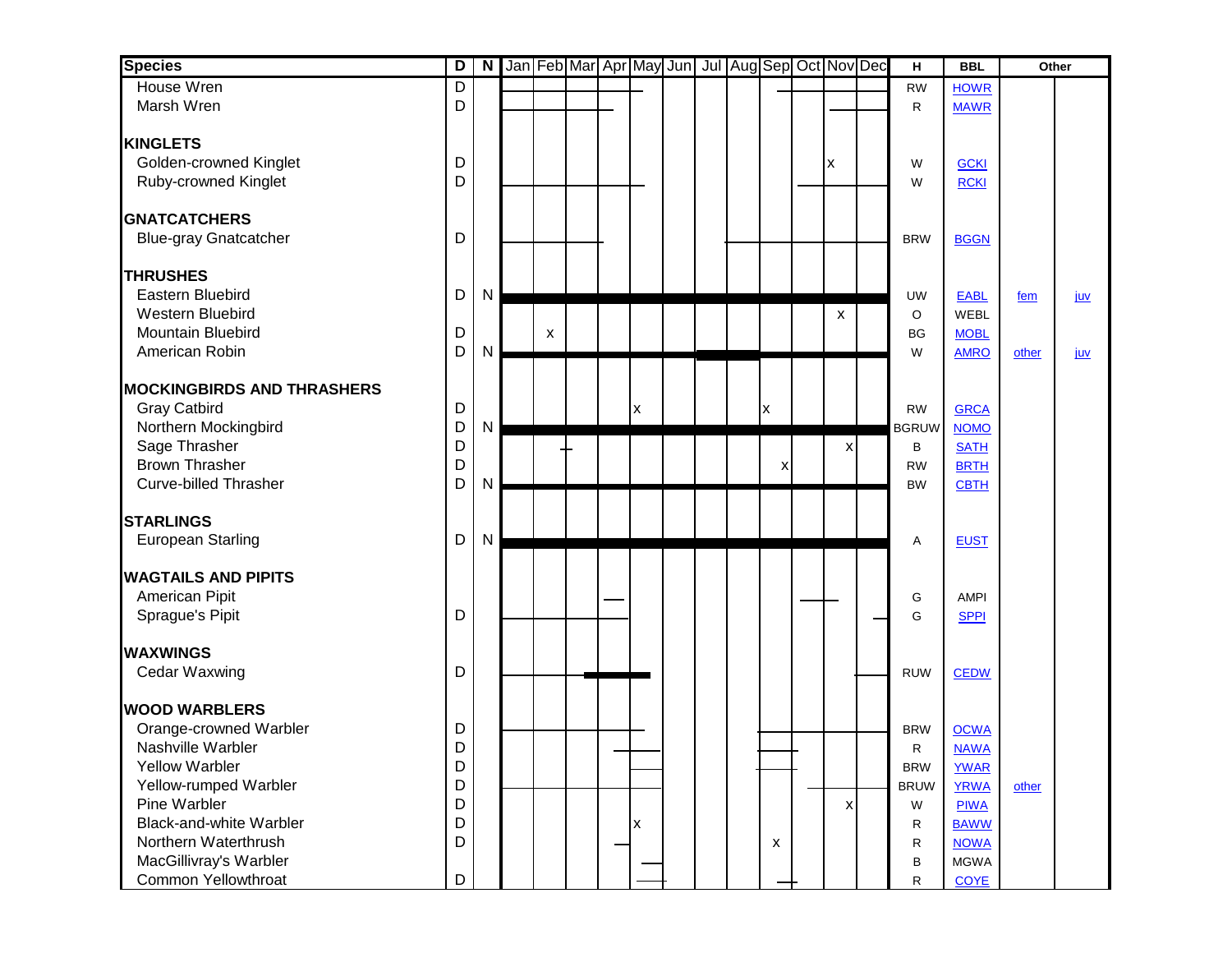| Species | D | N | Jan | Feb | Mar | Apr | May | Jun | Jul | Aug | Sep | Oct | Nov | Dec | H | BBL | Other | |
|---|---|---|---|---|---|---|---|---|---|---|---|---|---|---|---|---|---|---|
| House Wren | D | | | | | | | | | | | | | | RW | HOWR | | |
| Marsh Wren | D | | | | | | | | | | | | | | R | MAWR | | |
| **KINGLETS** | | | | | | | | | | | | | | | | | | |
| Golden-crowned Kinglet | D | | | | | | | | | | | | x | | W | GCKI | | |
| Ruby-crowned Kinglet | D | | | | | | | | | | | | | | W | RCKI | | |
| **GNATCATCHERS** | | | | | | | | | | | | | | | | | | |
| Blue-gray Gnatcatcher | D | | | | | | | | | | | | | | BRW | BGGN | | |
| **THRUSHES** | | | | | | | | | | | | | | | | | | |
| Eastern Bluebird | D | N | | | | | | | | | | | | | UW | EABL | fem | juv |
| Western Bluebird | | | | | | | | | | | | | x | | O | WEBL | | |
| Mountain Bluebird | D | | | x | | | | | | | | | | | BG | MOBL | | |
| American Robin | D | N | | | | | | | | | | | | | W | AMRO | other | juv |
| **MOCKINGBIRDS AND THRASHERS** | | | | | | | | | | | | | | | | | | |
| Gray Catbird | D | | | | | | x | | | | x | | | | RW | GRCA | | |
| Northern Mockingbird | D | N | | | | | | | | | | | | | BGRUW | NOMO | | |
| Sage Thrasher | D | | | | | | | | | | | | x | | B | SATH | | |
| Brown Thrasher | D | | | | | | | | | | x | | | | RW | BRTH | | |
| Curve-billed Thrasher | D | N | | | | | | | | | | | | | BW | CBTH | | |
| **STARLINGS** | | | | | | | | | | | | | | | | | | |
| European Starling | D | N | | | | | | | | | | | | | A | EUST | | |
| **WAGTAILS AND PIPITS** | | | | | | | | | | | | | | | | | | |
| American Pipit | | | | | | | | | | | | | | | G | AMPI | | |
| Sprague's Pipit | D | | | | | | | | | | | | | | G | SPPI | | |
| **WAXWINGS** | | | | | | | | | | | | | | | | | | |
| Cedar Waxwing | D | | | | | | | | | | | | | | RUW | CEDW | | |
| **WOOD WARBLERS** | | | | | | | | | | | | | | | | | | |
| Orange-crowned Warbler | D | | | | | | | | | | | | | | BRW | OCWA | | |
| Nashville Warbler | D | | | | | | | | | | | | | | R | NAWA | | |
| Yellow Warbler | D | | | | | | | | | | | | | | BRW | YWAR | | |
| Yellow-rumped Warbler | D | | | | | | | | | | | | | | BRUW | YRWA | other | |
| Pine Warbler | D | | | | | | | | | | | | x | | W | PIWA | | |
| Black-and-white Warbler | D | | | | | | x | | | | | | | | R | BAWW | | |
| Northern Waterthrush | D | | | | | | | | | | x | | | | R | NOWA | | |
| MacGillivray's Warbler | | | | | | | | | | | | | | | B | MGWA | | |
| Common Yellowthroat | D | | | | | | | | | | | | | | R | COYE | | |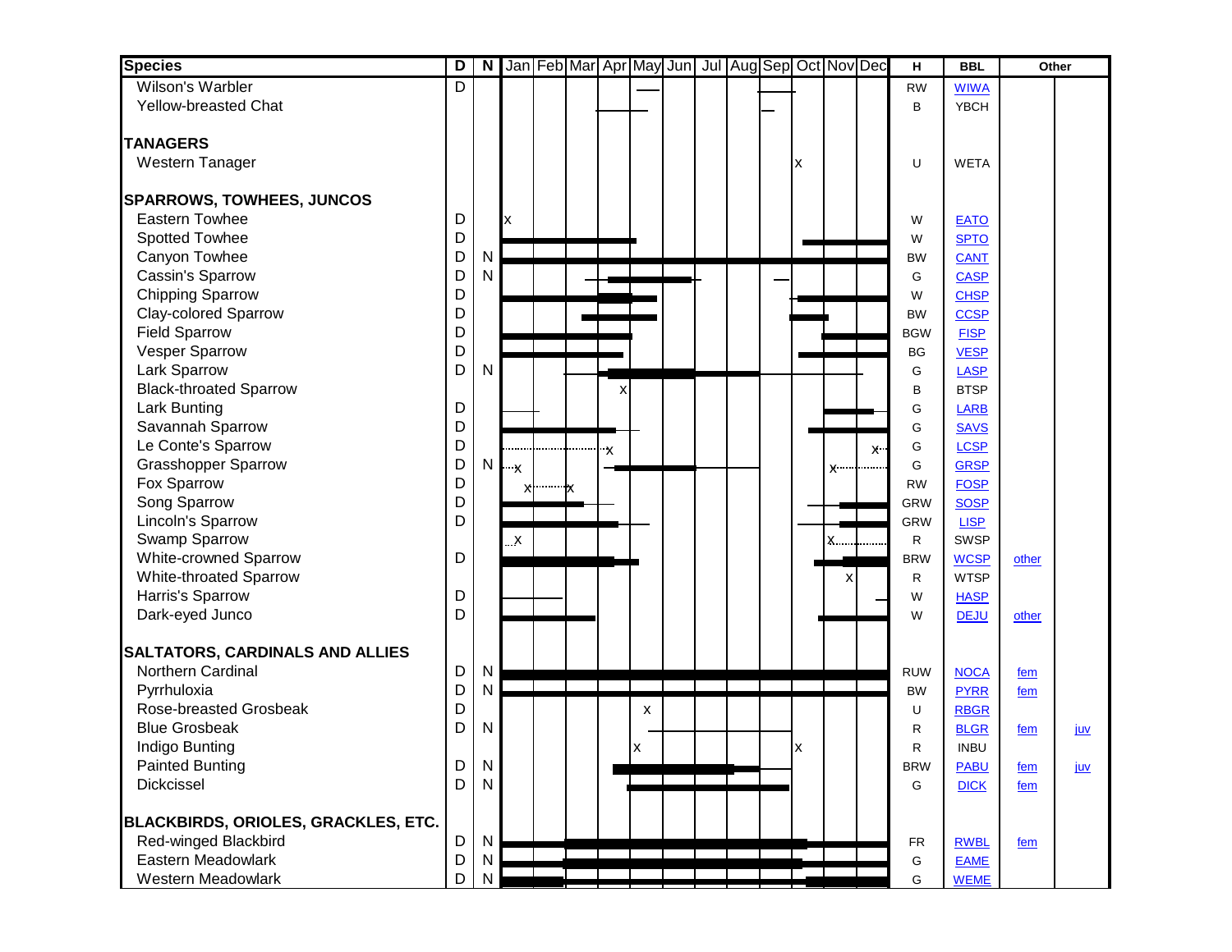| Species | D | N | Jan | Feb | Mar | Apr | May | Jun | Jul | Aug | Sep | Oct | Nov | Dec | H | BBL | Other | |
|---|---|---|---|---|---|---|---|---|---|---|---|---|---|---|---|---|---|---|
| Wilson's Warbler | D | | | | | | | | | | | | | | RW | WIWA | | |
| Yellow-breasted Chat | | | | | | | | | | | | | | | B | YBCH | | |
| **TANAGERS** | | | | | | | | | | | | | | | | | | |
| Western Tanager | | | | | | | | | | | | x | | | U | WETA | | |
| **SPARROWS, TOWHEES, JUNCOS** | | | | | | | | | | | | | | | | | | |
| Eastern Towhee | D | | x | | | | | | | | | | | | W | EATO | | |
| Spotted Towhee | D | | | | | | | | | | | | | | W | SPTO | | |
| Canyon Towhee | D | N | | | | | | | | | | | | | BW | CANT | | |
| Cassin's Sparrow | D | N | | | | | | | | | | | | | G | CASP | | |
| Chipping Sparrow | D | | | | | | | | | | | | | | W | CHSP | | |
| Clay-colored Sparrow | D | | | | | | | | | | | | | | BW | CCSP | | |
| Field Sparrow | D | | | | | | | | | | | | | | BGW | FISP | | |
| Vesper Sparrow | D | | | | | | | | | | | | | | BG | VESP | | |
| Lark Sparrow | D | N | | | | | | | | | | | | | G | LASP | | |
| Black-throated Sparrow | | | | | | x | | | | | | | | | B | BTSP | | |
| Lark Bunting | D | | | | | | | | | | | | | | G | LARB | | |
| Savannah Sparrow | D | | | | | | | | | | | | | | G | SAVS | | |
| Le Conte's Sparrow | D | | | | | x | | | | | | | | x | G | LCSP | | |
| Grasshopper Sparrow | D | N | x | | | | | | | | | | x | | G | GRSP | | |
| Fox Sparrow | D | | x | x | | | | | | | | | | | RW | FOSP | | |
| Song Sparrow | D | | | | | | | | | | | | | | GRW | SOSP | | |
| Lincoln's Sparrow | D | | | | | | | | | | | | | | GRW | LISP | | |
| Swamp Sparrow | | | x | | | | | | | | | | x | | R | SWSP | | |
| White-crowned Sparrow | D | | | | | | | | | | | | | | BRW | WCSP | other | |
| White-throated Sparrow | | | | | | | | | | | | | x | | R | WTSP | | |
| Harris's Sparrow | D | | | | | | | | | | | | | | W | HASP | | |
| Dark-eyed Junco | D | | | | | | | | | | | | | | W | DEJU | other | |
| **SALTATORS, CARDINALS AND ALLIES** | | | | | | | | | | | | | | | | | | |
| Northern Cardinal | D | N | | | | | | | | | | | | | RUW | NOCA | fem | |
| Pyrrhuloxia | D | N | | | | | | | | | | | | | BW | PYRR | fem | |
| Rose-breasted Grosbeak | D | | | | | | x | | | | | | | | U | RBGR | | |
| Blue Grosbeak | D | N | | | | | | | | | | | | | R | BLGR | fem | juv |
| Indigo Bunting | | | | | | | x | | | | | x | | | R | INBU | | |
| Painted Bunting | D | N | | | | | | | | | | | | | BRW | PABU | fem | juv |
| Dickcissel | D | N | | | | | | | | | | | | | G | DICK | fem | |
| **BLACKBIRDS, ORIOLES, GRACKLES, ETC.** | | | | | | | | | | | | | | | | | | |
| Red-winged Blackbird | D | N | | | | | | | | | | | | | FR | RWBL | fem | |
| Eastern Meadowlark | D | N | | | | | | | | | | | | | G | EAME | | |
| Western Meadowlark | D | N | | | | | | | | | | | | | G | WEME | | |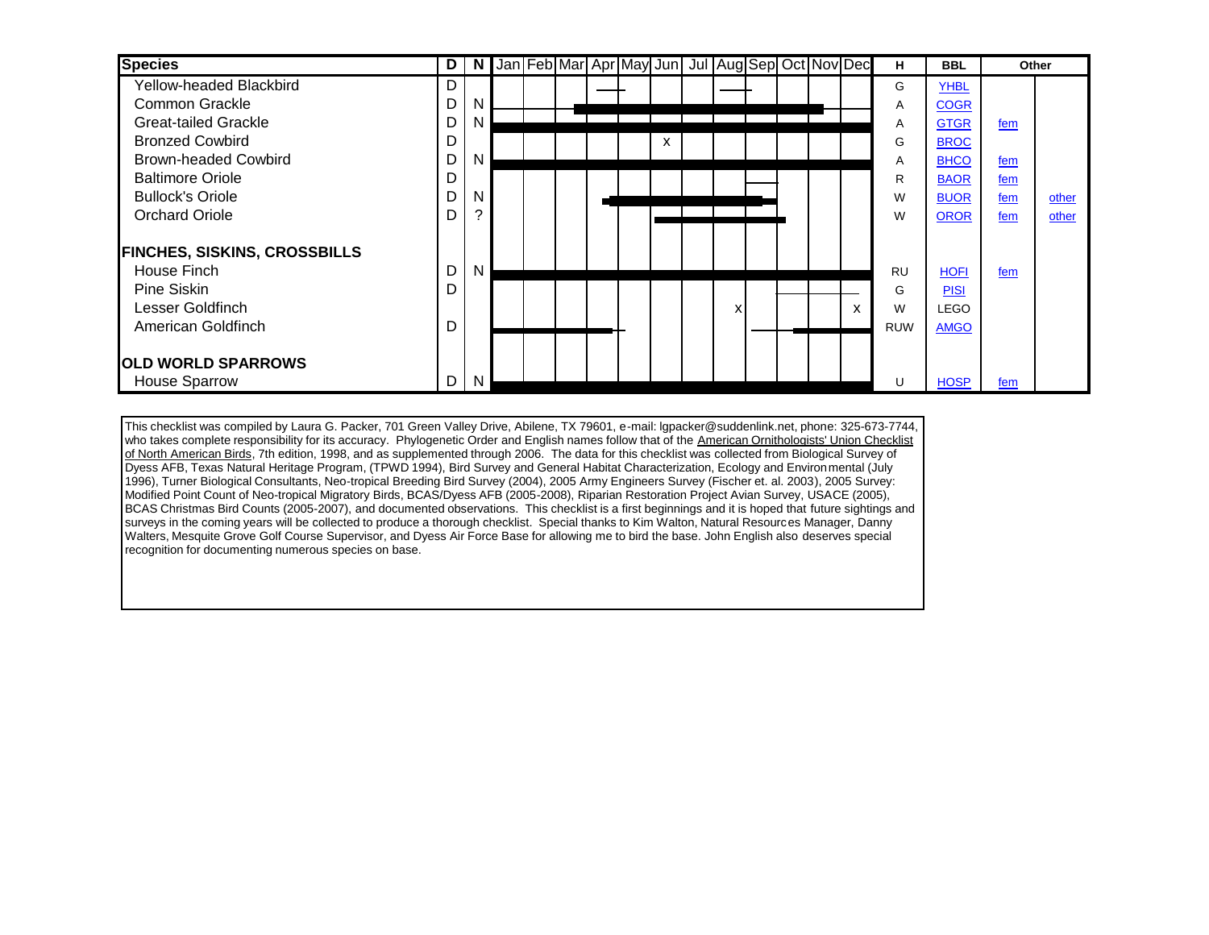| Species | D | N | Jan | Feb | Mar | Apr | May | Jun | Jul | Aug | Sep | Oct | Nov | Dec | H | BBL | Other | |
|---|---|---|---|---|---|---|---|---|---|---|---|---|---|---|---|---|---|---|
| Yellow-headed Blackbird | D | | | | | | | | | | | | | | G | YHBL | | |
| Common Grackle | D | N | | | | | | | | | | | | | A | COGR | | |
| Great-tailed Grackle | D | N | | | | | | | | | | | | | A | GTGR | fem | |
| Bronzed Cowbird | D | | | | | | | x | | | | | | | G | BROC | | |
| Brown-headed Cowbird | D | N | | | | | | | | | | | | | A | BHCO | fem | |
| Baltimore Oriole | D | | | | | | | | | | | | | | R | BAOR | fem | |
| Bullock's Oriole | D | N | | | | | | | | | | | | | W | BUOR | fem | other |
| Orchard Oriole | D | ? | | | | | | | | | | | | | W | OROR | fem | other |
| **FINCHES, SISKINS, CROSSBILLS** | | | | | | | | | | | | | | | | | | |
| House Finch | D | N | | | | | | | | | | | | | RU | HOFI | fem | |
| Pine Siskin | D | | | | | | | | | | | | | | G | PISI | | |
| Lesser Goldfinch | | | | | | | | | | x | | | | x | W | LEGO | | |
| American Goldfinch | D | | | | | | | | | | | | | | RUW | AMGO | | |
| **OLD WORLD SPARROWS** | | | | | | | | | | | | | | | | | | |
| House Sparrow | D | N | | | | | | | | | | | | | U | HOSP | fem | |

This checklist was compiled by Laura G. Packer, 701 Green Valley Drive, Abilene, TX 79601, e-mail: lgpacker@suddenlink.net, phone: 325-673-7744, who takes complete responsibility for its accuracy. Phylogenetic Order and English names follow that of the American Ornithologists' Union Checklist of North American Birds, 7th edition, 1998, and as supplemented through 2006. The data for this checklist was collected from Biological Survey of Dyess AFB, Texas Natural Heritage Program, (TPWD 1994), Bird Survey and General Habitat Characterization, Ecology and Environmental (July 1996), Turner Biological Consultants, Neo-tropical Breeding Bird Survey (2004), 2005 Army Engineers Survey (Fischer et. al. 2003), 2005 Survey: Modified Point Count of Neo-tropical Migratory Birds, BCAS/Dyess AFB (2005-2008), Riparian Restoration Project Avian Survey, USACE (2005), BCAS Christmas Bird Counts (2005-2007), and documented observations. This checklist is a first beginnings and it is hoped that future sightings and surveys in the coming years will be collected to produce a thorough checklist. Special thanks to Kim Walton, Natural Resources Manager, Danny Walters, Mesquite Grove Golf Course Supervisor, and Dyess Air Force Base for allowing me to bird the base. John English also deserves special recognition for documenting numerous species on base.